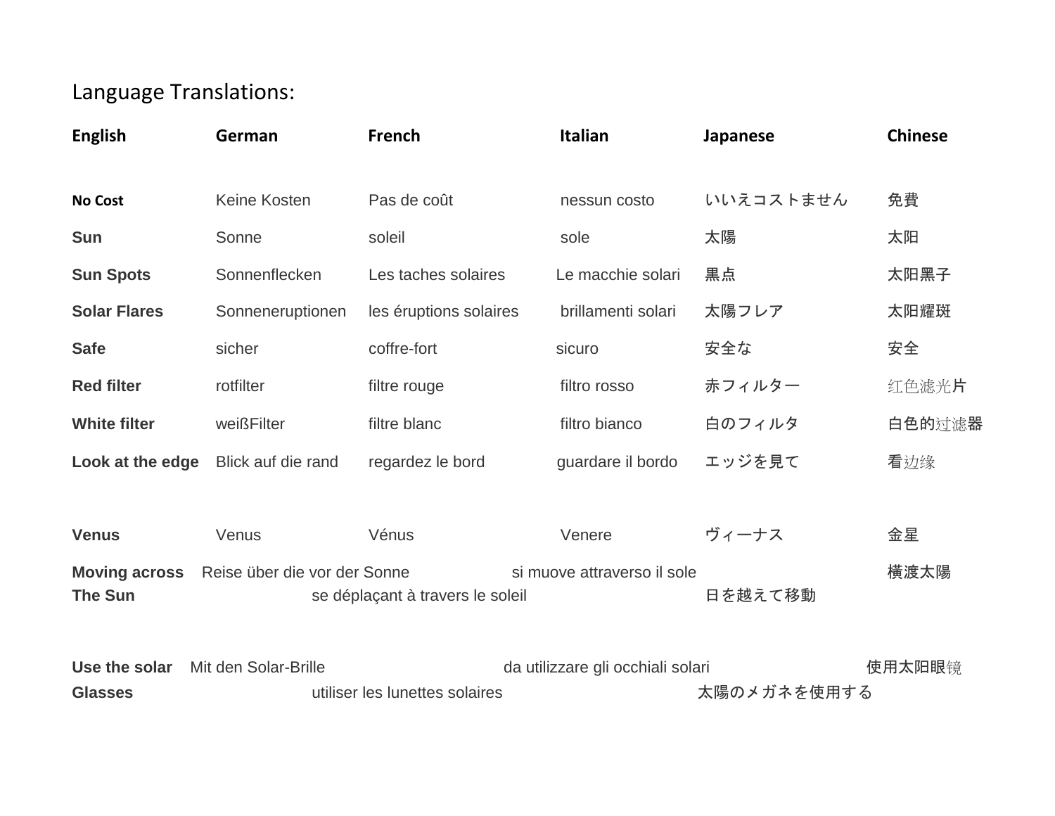Language Translations:

| English | German | French | Italian | Japanese | Chinese |
|---|---|---|---|---|---|
| **No Cost** | Keine Kosten | Pas de coût | nessun costo | いいえコストません | 免費 |
| **Sun** | Sonne | soleil | sole | 太陽 | 太阳 |
| **Sun Spots** | Sonnenflecken | Les taches solaires | Le macchie solari | 黒点 | 太阳黑子 |
| **Solar Flares** | Sonneneruptionen | les éruptions solaires | brillamenti solari | 太陽フレア | 太阳耀斑 |
| **Safe** | sicher | coffre-fort | sicuro | 安全な | 安全 |
| **Red filter** | rotfilter | filtre rouge | filtro rosso | 赤フィルター | 红色滤光片 |
| **White filter** | weißFilter | filtre blanc | filtro bianco | 白のフィルタ | 白色的过滤器 |
| **Look at the edge** | Blick auf die rand | regardez le bord | guardare il bordo | エッジを見て | 看边缘 |
| | | | | | |
| **Venus** | Venus | Vénus | Venere | ヴィーナス | 金星 |
| **Moving across The Sun** | Reise über die vor der Sonne | se déplaçant à travers le soleil | si muove attraverso il sole | 日を越えて移動 | 横渡太陽 |
| **Use the solar Glasses** | Mit den Solar-Brille | utiliser les lunettes solaires | da utilizzare gli occhiali solari | 太陽のメガネを使用する | 使用太阳眼镜 |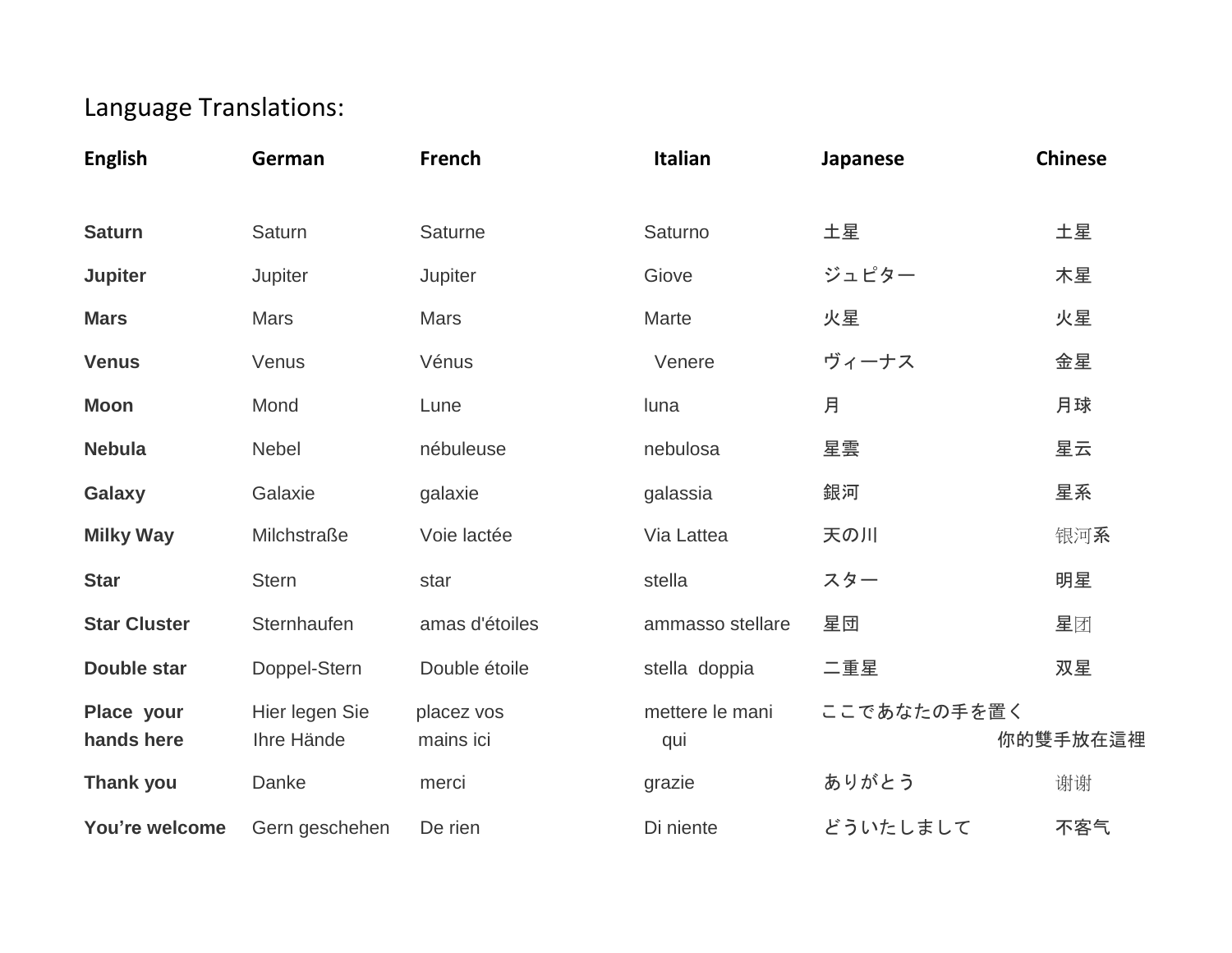Language Translations:

| English | German | French | Italian | Japanese | Chinese |
|---|---|---|---|---|---|
| **Saturn** | Saturn | Saturne | Saturno | 土星 | 土星 |
| **Jupiter** | Jupiter | Jupiter | Giove | ジュピター | 木星 |
| **Mars** | Mars | Mars | Marte | 火星 | 火星 |
| **Venus** | Venus | Vénus | Venere | ヴィーナス | 金星 |
| **Moon** | Mond | Lune | luna | 月 | 月球 |
| **Nebula** | Nebel | nébuleuse | nebulosa | 星雲 | 星云 |
| **Galaxy** | Galaxie | galaxie | galassia | 銀河 | 星系 |
| **Milky Way** | Milchstraße | Voie lactée | Via Lattea | 天の川 | 银河系 |
| **Star** | Stern | star | stella | スター | 明星 |
| **Star Cluster** | Sternhaufen | amas d'étoiles | ammasso stellare | 星団 | 星团 |
| **Double star** | Doppel-Stern | Double étoile | stella doppia | 二重星 | 双星 |
| **Place your hands here** | Hier legen Sie Ihre Hände | placez vos mains ici | mettere le mani qui | ここであなたの手を置く | 你的雙手放在這裡 |
| **Thank you** | Danke | merci | grazie | ありがとう | 谢谢 |
| **You're welcome** | Gern geschehen | De rien | Di niente | どういたしまして | 不客气 |